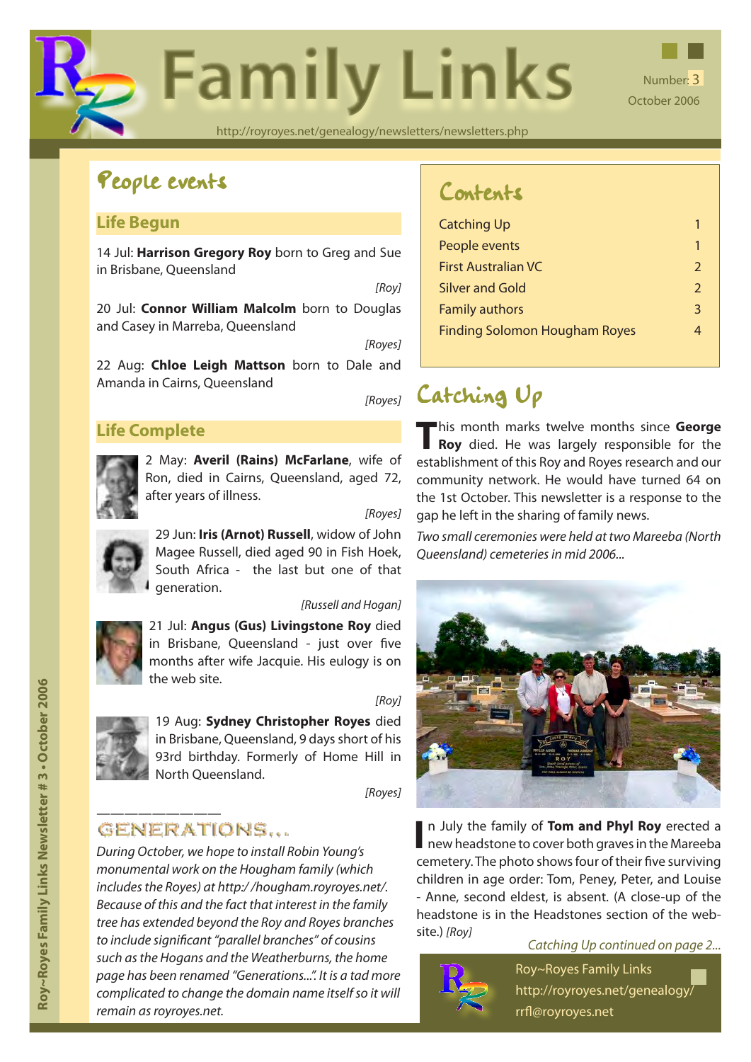# Family Links

Number: 3
October 2006

http://royroyes.net/genealogy/newsletters/newsletters.php

## People events

### Life Begun

14 Jul: **Harrison Gregory Roy** born to Greg and Sue in Brisbane, Queensland

*[Roy]*

20 Jul: **Connor William Malcolm** born to Douglas and Casey in Marreba, Queensland

*[Royes]*

22 Aug: **Chloe Leigh Mattson** born to Dale and Amanda in Cairns, Queensland

*[Royes]*

### Life Complete

2 May: **Averil (Rains) McFarlane**, wife of Ron, died in Cairns, Queensland, aged 72, after years of illness.

*[Royes]*

29 Jun: **Iris (Arnot) Russell**, widow of John Magee Russell, died aged 90 in Fish Hoek, South Africa - the last but one of that generation.

*[Russell and Hogan]*

21 Jul: **Angus (Gus) Livingstone Roy** died in Brisbane, Queensland - just over five months after wife Jacquie. His eulogy is on the web site.

*[Roy]*

19 Aug: **Sydney Christopher Royes** died in Brisbane, Queensland, 9 days short of his 93rd birthday. Formerly of Home Hill in North Queensland.

*[Royes]*

### GENERATIONS...

*During October, we hope to install Robin Young's monumental work on the Hougham family (which includes the Royes) at http://hougham.royroyes.net/. Because of this and the fact that interest in the family tree has extended beyond the Roy and Royes branches to include significant "parallel branches" of cousins such as the Hogans and the Weatherburns, the home page has been renamed "Generations...". It is a tad more complicated to change the domain name itself so it will remain as royroyes.net.*

## Contents

| | |
|---|---|
| Catching Up | 1 |
| People events | 1 |
| First Australian VC | 2 |
| Silver and Gold | 2 |
| Family authors | 3 |
| Finding Solomon Hougham Royes | 4 |

## Catching Up

This month marks twelve months since **George Roy** died. He was largely responsible for the establishment of this Roy and Royes research and our community network. He would have turned 64 on the 1st October. This newsletter is a response to the gap he left in the sharing of family news.

*Two small ceremonies were held at two Mareeba (North Queensland) cemeteries in mid 2006...*

In July the family of **Tom and Phyl Roy** erected a new headstone to cover both graves in the Mareeba cemetery. The photo shows four of their five surviving children in age order: Tom, Peney, Peter, and Louise - Anne, second eldest, is absent. (A close-up of the headstone is in the Headstones section of the web-site.) *[Roy]*

*Catching Up continued on page 2...*

Roy~Royes Family Links
http://royroyes.net/genealogy/
rrfl@royroyes.net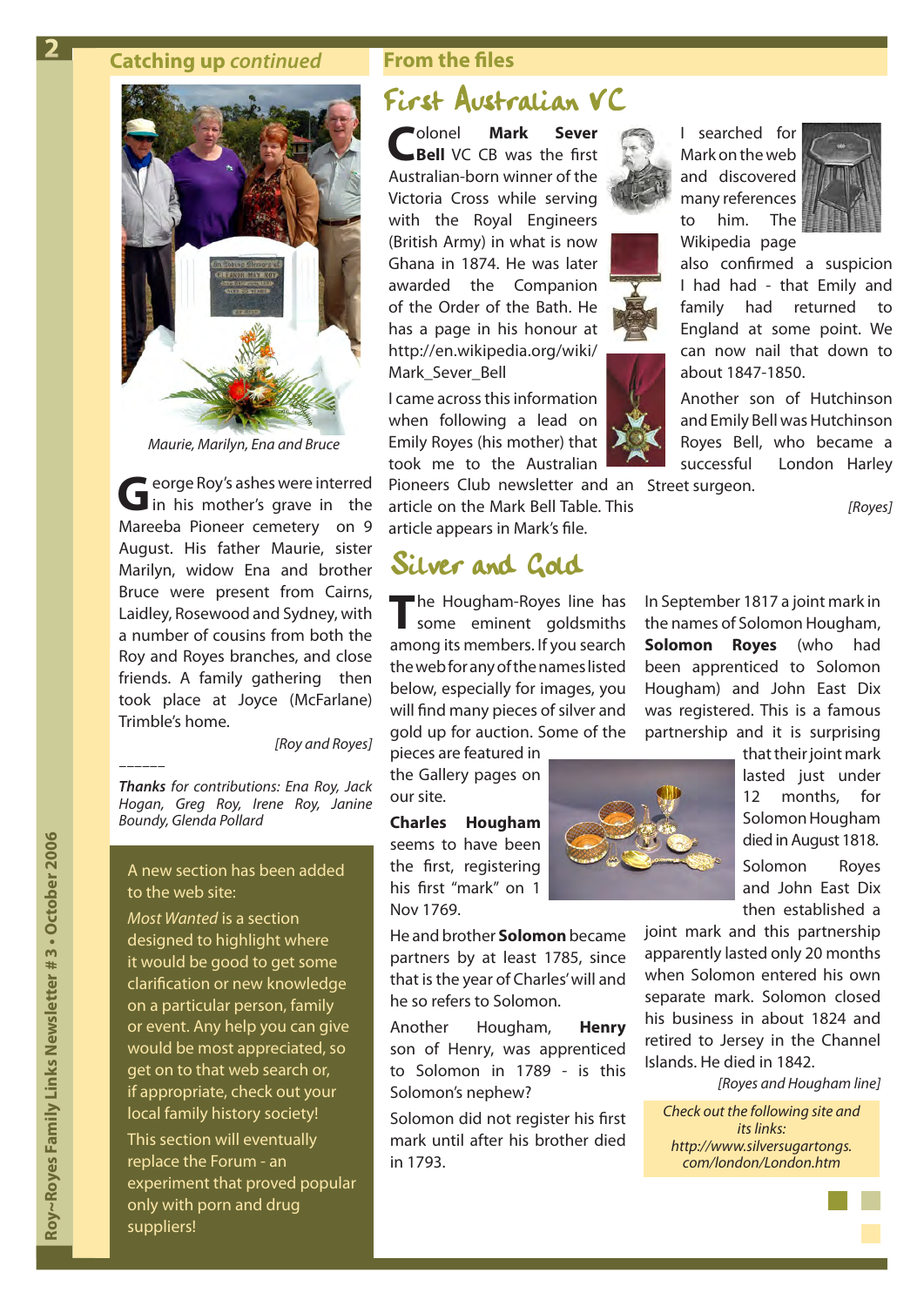## Catching up *continued*

*Maurie, Marilyn, Ena and Bruce*

George Roy's ashes were interred in his mother's grave in the Mareeba Pioneer cemetery on 9 August. His father Maurie, sister Marilyn, widow Ena and brother Bruce were present from Cairns, Laidley, Rosewood and Sydney, with a number of cousins from both the Roy and Royes branches, and close friends. A family gathering then took place at Joyce (McFarlane) Trimble's home.

*[Roy and Royes]*

______

***Thanks** for contributions: Ena Roy, Jack Hogan, Greg Roy, Irene Roy, Janine Boundy, Glenda Pollard*

A new section has been added to the web site:

*Most Wanted* is a section designed to highlight where it would be good to get some clarification or new knowledge on a particular person, family or event. Any help you can give would be most appreciated, so get on to that web search or, if appropriate, check out your local family history society!

This section will eventually replace the Forum - an experiment that proved popular only with porn and drug suppliers!

## From the files

### First Australian VC

Colonel **Mark Sever Bell** VC CB was the first Australian-born winner of the Victoria Cross while serving with the Royal Engineers (British Army) in what is now Ghana in 1874. He was later awarded the Companion of the Order of the Bath. He has a page in his honour at http://en.wikipedia.org/wiki/Mark_Sever_Bell

I came across this information when following a lead on Emily Royes (his mother) that took me to the Australian Pioneers Club newsletter and an article on the Mark Bell Table. This article appears in Mark's file.

I searched for Mark on the web and discovered many references to him. The Wikipedia page also confirmed a suspicion I had had - that Emily and family had returned to England at some point. We can now nail that down to about 1847-1850.

Another son of Hutchinson and Emily Bell was Hutchinson Royes Bell, who became a successful London Harley Street surgeon.

*[Royes]*

### Silver and Gold

The Hougham-Royes line has some eminent goldsmiths among its members. If you search the web for any of the names listed below, especially for images, you will find many pieces of silver and gold up for auction. Some of the pieces are featured in the Gallery pages on our site.

**Charles Hougham** seems to have been the first, registering his first "mark" on 1 Nov 1769.

He and brother **Solomon** became partners by at least 1785, since that is the year of Charles' will and he so refers to Solomon.

Another Hougham, **Henry** son of Henry, was apprenticed to Solomon in 1789 - is this Solomon's nephew?

Solomon did not register his first mark until after his brother died in 1793.

In September 1817 a joint mark in the names of Solomon Hougham, **Solomon Royes** (who had been apprenticed to Solomon Hougham) and John East Dix was registered. This is a famous partnership and it is surprising that their joint mark lasted just under 12 months, for Solomon Hougham died in August 1818.

Solomon Royes and John East Dix then established a joint mark and this partnership apparently lasted only 20 months when Solomon entered his own separate mark. Solomon closed his business in about 1824 and retired to Jersey in the Channel Islands. He died in 1842.

*[Royes and Hougham line]*

*Check out the following site and its links: http://www.silversugartongs.com/london/London.htm*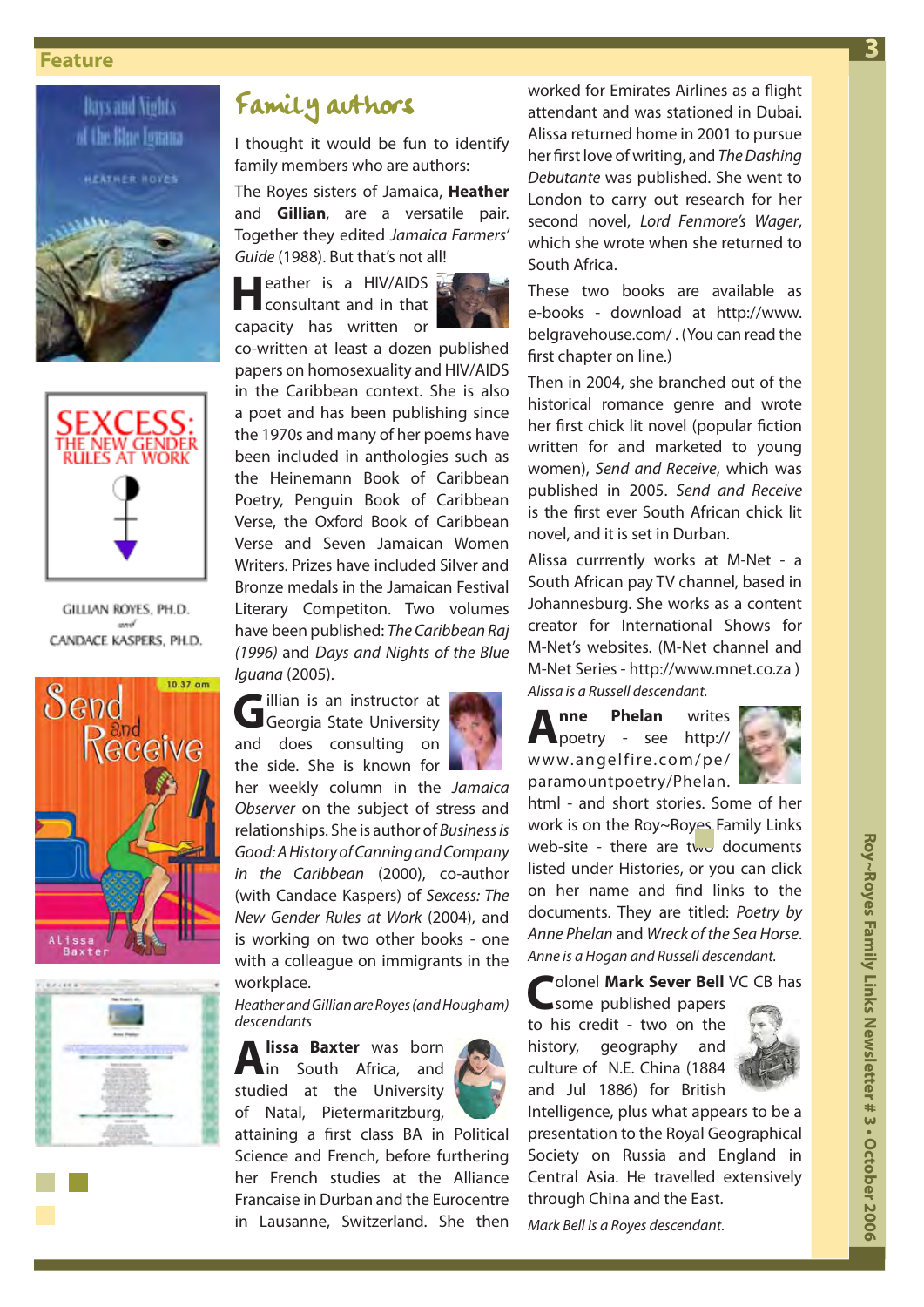## Feature

# Family authors

I thought it would be fun to identify family members who are authors:

The Royes sisters of Jamaica, **Heather** and **Gillian**, are a versatile pair. Together they edited *Jamaica Farmers' Guide* (1988). But that's not all!

Heather is a HIV/AIDS consultant and in that capacity has written or co-written at least a dozen published papers on homosexuality and HIV/AIDS in the Caribbean context. She is also a poet and has been publishing since the 1970s and many of her poems have been included in anthologies such as the Heinemann Book of Caribbean Poetry, Penguin Book of Caribbean Verse, the Oxford Book of Caribbean Verse and Seven Jamaican Women Writers. Prizes have included Silver and Bronze medals in the Jamaican Festival Literary Competiton. Two volumes have been published: *The Caribbean Raj (1996)* and *Days and Nights of the Blue Iguana* (2005).

Gillian is an instructor at Georgia State University and does consulting on the side. She is known for her weekly column in the *Jamaica Observer* on the subject of stress and relationships. She is author of *Business is Good: A History of Canning and Company in the Caribbean* (2000), co-author (with Candace Kaspers) of *Sexcess: The New Gender Rules at Work* (2004), and is working on two other books - one with a colleague on immigrants in the workplace.

*Heather and Gillian are Royes (and Hougham) descendants*

**Alissa Baxter** was born in South Africa, and studied at the University of Natal, Pietermaritzburg, attaining a first class BA in Political Science and French, before furthering her French studies at the Alliance Francaise in Durban and the Eurocentre in Lausanne, Switzerland. She then worked for Emirates Airlines as a flight attendant and was stationed in Dubai. Alissa returned home in 2001 to pursue her first love of writing, and *The Dashing Debutante* was published. She went to London to carry out research for her second novel, *Lord Fenmore's Wager*, which she wrote when she returned to South Africa.

These two books are available as e-books - download at http://www.belgravehouse.com/ . (You can read the first chapter on line.)

Then in 2004, she branched out of the historical romance genre and wrote her first chick lit novel (popular fiction written for and marketed to young women), *Send and Receive*, which was published in 2005. *Send and Receive* is the first ever South African chick lit novel, and it is set in Durban.

Alissa currrently works at M-Net - a South African pay TV channel, based in Johannesburg. She works as a content creator for International Shows for M-Net's websites. (M-Net channel and M-Net Series - http://www.mnet.co.za )

*Alissa is a Russell descendant.*

**Anne Phelan** writes poetry - see http://www.angelfire.com/pe/paramountpoetry/Phelan.html - and short stories. Some of her work is on the Roy~Royes Family Links web-site - there are two documents listed under Histories, or you can click on her name and find links to the documents. They are titled: *Poetry by Anne Phelan* and *Wreck of the Sea Horse*.

*Anne is a Hogan and Russell descendant.*

Colonel **Mark Sever Bell** VC CB has some published papers to his credit - two on the history, geography and culture of N.E. China (1884 and Jul 1886) for British Intelligence, plus what appears to be a presentation to the Royal Geographical Society on Russia and England in Central Asia. He travelled extensively through China and the East.

*Mark Bell is a Royes descendant.*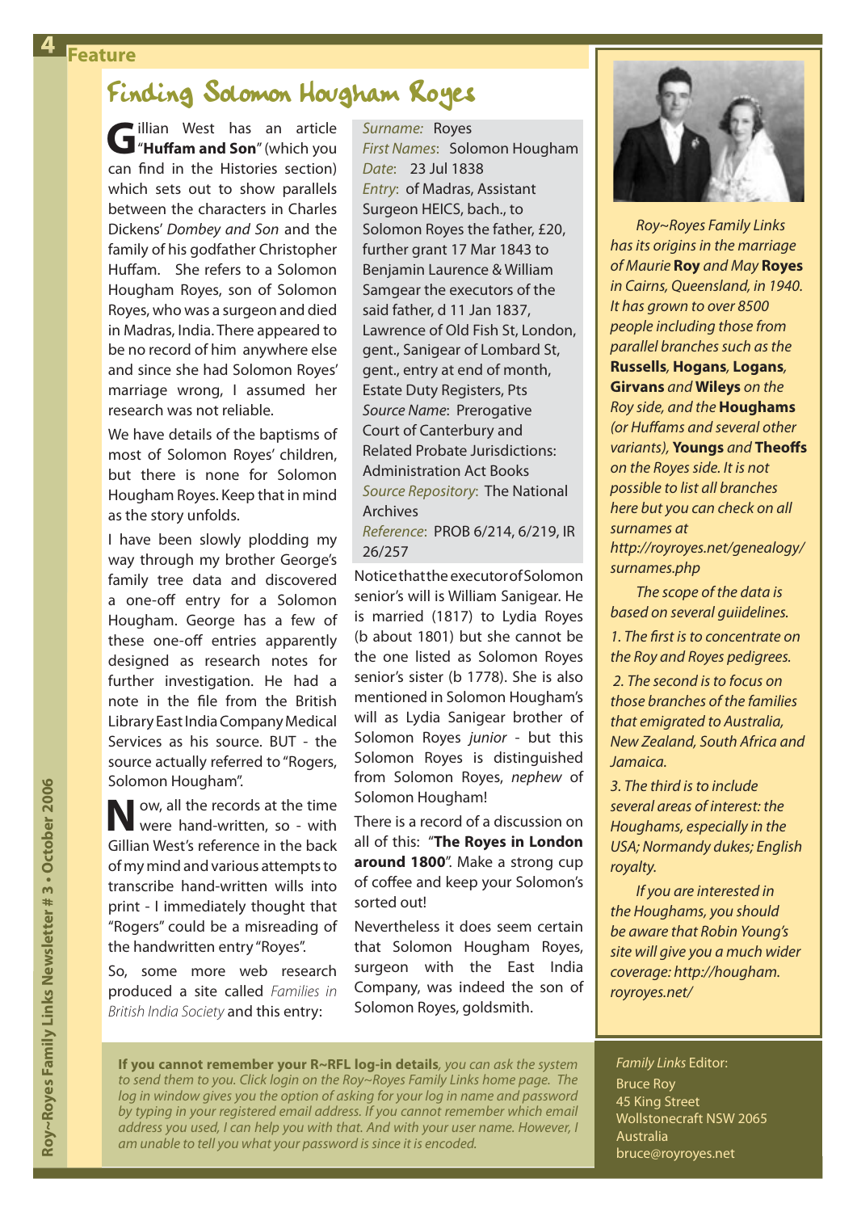Feature

# Finding Solomon Hougham Royes

Gillian West has an article "**Huffam and Son**" (which you can find in the Histories section) which sets out to show parallels between the characters in Charles Dickens' *Dombey and Son* and the family of his godfather Christopher Huffam. She refers to a Solomon Hougham Royes, son of Solomon Royes, who was a surgeon and died in Madras, India. There appeared to be no record of him anywhere else and since she had Solomon Royes' marriage wrong, I assumed her research was not reliable.

We have details of the baptisms of most of Solomon Royes' children, but there is none for Solomon Hougham Royes. Keep that in mind as the story unfolds.

I have been slowly plodding my way through my brother George's family tree data and discovered a one-off entry for a Solomon Hougham. George has a few of these one-off entries apparently designed as research notes for further investigation. He had a note in the file from the British Library East India Company Medical Services as his source. BUT - the source actually referred to "Rogers, Solomon Hougham".

Now, all the records at the time were hand-written, so - with Gillian West's reference in the back of my mind and various attempts to transcribe hand-written wills into print - I immediately thought that "Rogers" could be a misreading of the handwritten entry "Royes".

So, some more web research produced a site called *Families in British India Society* and this entry:

*Surname:* Royes
*First Names*: Solomon Hougham
*Date*: 23 Jul 1838
*Entry*: of Madras, Assistant Surgeon HEICS, bach., to Solomon Royes the father, £20, further grant 17 Mar 1843 to Benjamin Laurence & William Samgear the executors of the said father, d 11 Jan 1837, Lawrence of Old Fish St, London, gent., Sanigear of Lombard St, gent., entry at end of month, Estate Duty Registers, Pts
*Source Name*: Prerogative Court of Canterbury and Related Probate Jurisdictions: Administration Act Books
*Source Repository*: The National Archives
*Reference*: PROB 6/214, 6/219, IR 26/257

Notice that the executor of Solomon senior's will is William Sanigear. He is married (1817) to Lydia Royes (b about 1801) but she cannot be the one listed as Solomon Royes senior's sister (b 1778). She is also mentioned in Solomon Hougham's will as Lydia Sanigear brother of Solomon Royes *junior* - but this Solomon Royes is distinguished from Solomon Royes, *nephew* of Solomon Hougham!

There is a record of a discussion on all of this: "**The Royes in London around 1800**". Make a strong cup of coffee and keep your Solomon's sorted out!

Nevertheless it does seem certain that Solomon Hougham Royes, surgeon with the East India Company, was indeed the son of Solomon Royes, goldsmith.

*Roy~Royes Family Links has its origins in the marriage of Maurie* **Roy** *and May* **Royes** *in Cairns, Queensland, in 1940. It has grown to over 8500 people including those from parallel branches such as the* **Russells**, **Hogans**, **Logans**, **Girvans** *and* **Wileys** *on the Roy side, and the* **Houghams** *(or Huffams and several other variants),* **Youngs** *and* **Theoffs** *on the Royes side. It is not possible to list all branches here but you can check on all surnames at http://royroyes.net/genealogy/surnames.php*

*The scope of the data is based on several guiidelines.*

*1. The first is to concentrate on the Roy and Royes pedigrees.*

*2. The second is to focus on those branches of the families that emigrated to Australia, New Zealand, South Africa and Jamaica.*

*3. The third is to include several areas of interest: the Houghams, especially in the USA; Normandy dukes; English royalty.*

*If you are interested in the Houghams, you should be aware that Robin Young's site will give you a much wider coverage: http://hougham.royroyes.net/*

**If you cannot remember your R~RFL log-in details**, *you can ask the system to send them to you. Click login on the Roy~Royes Family Links home page. The log in window gives you the option of asking for your log in name and password by typing in your registered email address. If you cannot remember which email address you used, I can help you with that. And with your user name. However, I am unable to tell you what your password is since it is encoded.*

*Family Links* Editor:
Bruce Roy
45 King Street
Wollstonecraft NSW 2065
Australia
bruce@royroyes.net